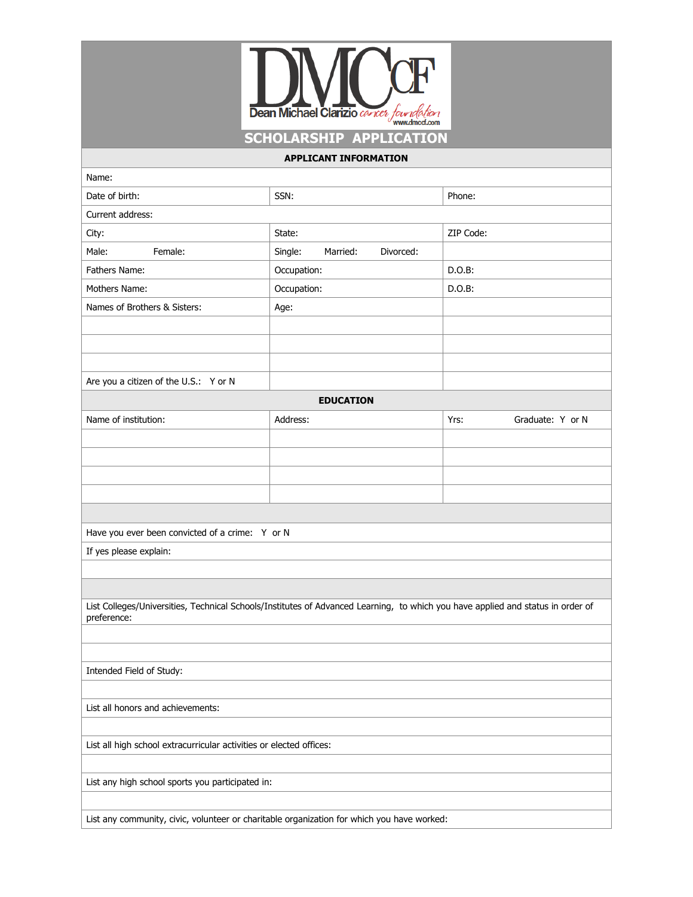# DMCCF

Dean Michael Clarizio cancer foundation
www.dmccf.com

## SCHOLARSHIP APPLICATION

| APPLICANT INFORMATION | | |
|---|---|---|
| Name: | | |
| Date of birth: | SSN: | Phone: |
| Current address: | | |
| City: | State: | ZIP Code: |
| Male: Female: | Single: Married: Divorced: | |
| Fathers Name: | Occupation: | D.O.B: |
| Mothers Name: | Occupation: | D.O.B: |
| Names of Brothers & Sisters: | Age: | |
| | | |
| | | |
| | | |
| Are you a citizen of the U.S.: Y or N | | |

| EDUCATION | | |
|---|---|---|
| Name of institution: | Address: | Yrs: Graduate: Y or N |
| | | |
| | | |
| | | |
| | | |

Have you ever been convicted of a crime: Y or N

If yes please explain:

List Colleges/Universities, Technical Schools/Institutes of Advanced Learning, to which you have applied and status in order of preference:

Intended Field of Study:

List all honors and achievements:

List all high school extracurricular activities or elected offices:

List any high school sports you participated in:

List any community, civic, volunteer or charitable organization for which you have worked: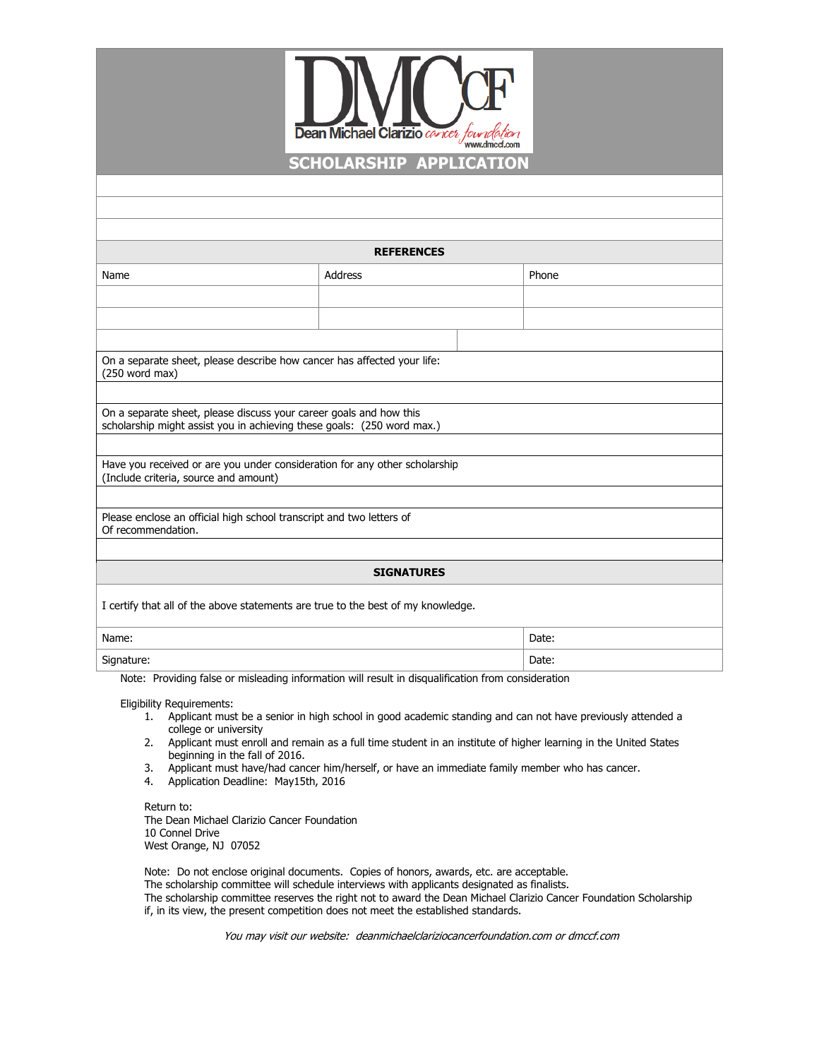**Dean Michael Clarizio cancer foundation**
www.dmccf.com

# SCHOLARSHIP APPLICATION

## REFERENCES

| Name | Address | Phone |
|---|---|---|
| | | |
| | | |

On a separate sheet, please describe how cancer has affected your life:
(250 word max)

On a separate sheet, please discuss your career goals and how this scholarship might assist you in achieving these goals: (250 word max.)

Have you received or are you under consideration for any other scholarship
(Include criteria, source and amount)

Please enclose an official high school transcript and two letters of
Of recommendation.

## SIGNATURES

I certify that all of the above statements are true to the best of my knowledge.

| | |
|---|---|
| Name: | Date: |
| Signature: | Date: |

Note: Providing false or misleading information will result in disqualification from consideration

Eligibility Requirements:

1. Applicant must be a senior in high school in good academic standing and can not have previously attended a college or university
2. Applicant must enroll and remain as a full time student in an institute of higher learning in the United States beginning in the fall of 2016.
3. Applicant must have/had cancer him/herself, or have an immediate family member who has cancer.
4. Application Deadline: May15th, 2016

Return to:
The Dean Michael Clarizio Cancer Foundation
10 Connel Drive
West Orange, NJ 07052

Note: Do not enclose original documents. Copies of honors, awards, etc. are acceptable.
The scholarship committee will schedule interviews with applicants designated as finalists.
The scholarship committee reserves the right not to award the Dean Michael Clarizio Cancer Foundation Scholarship if, in its view, the present competition does not meet the established standards.

*You may visit our website: deanmichaelclariziocancerfoundation.com or dmccf.com*